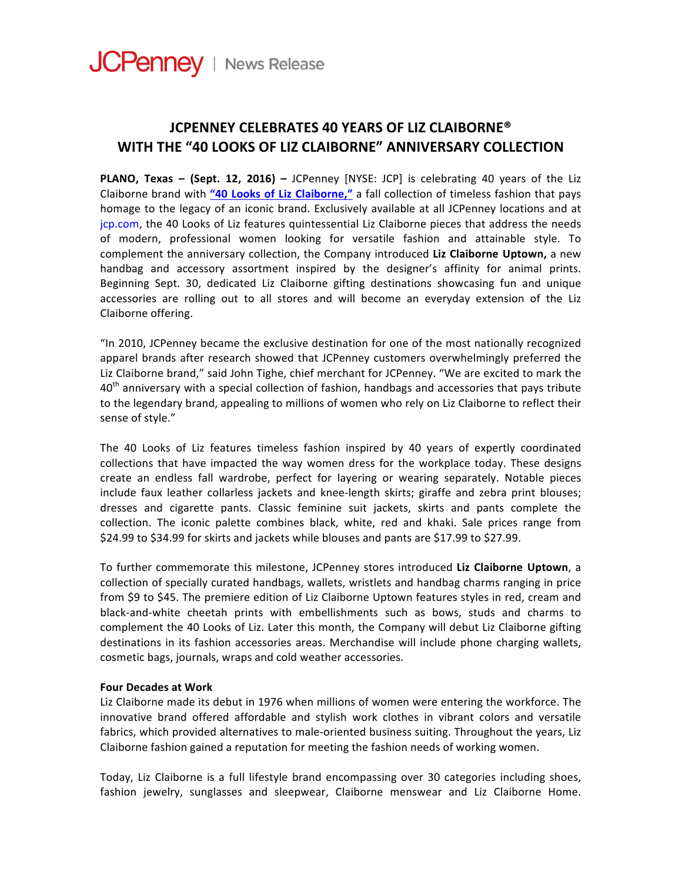JCPenney | News Release

# JCPENNEY CELEBRATES 40 YEARS OF LIZ CLAIBORNE® WITH THE "40 LOOKS OF LIZ CLAIBORNE" ANNIVERSARY COLLECTION

**PLANO, Texas – (Sept. 12, 2016) –** JCPenney [NYSE: JCP] is celebrating 40 years of the Liz Claiborne brand with **"40 Looks of Liz Claiborne,"** a fall collection of timeless fashion that pays homage to the legacy of an iconic brand. Exclusively available at all JCPenney locations and at jcp.com, the 40 Looks of Liz features quintessential Liz Claiborne pieces that address the needs of modern, professional women looking for versatile fashion and attainable style. To complement the anniversary collection, the Company introduced **Liz Claiborne Uptown,** a new handbag and accessory assortment inspired by the designer's affinity for animal prints. Beginning Sept. 30, dedicated Liz Claiborne gifting destinations showcasing fun and unique accessories are rolling out to all stores and will become an everyday extension of the Liz Claiborne offering.

"In 2010, JCPenney became the exclusive destination for one of the most nationally recognized apparel brands after research showed that JCPenney customers overwhelmingly preferred the Liz Claiborne brand," said John Tighe, chief merchant for JCPenney. "We are excited to mark the 40th anniversary with a special collection of fashion, handbags and accessories that pays tribute to the legendary brand, appealing to millions of women who rely on Liz Claiborne to reflect their sense of style."

The 40 Looks of Liz features timeless fashion inspired by 40 years of expertly coordinated collections that have impacted the way women dress for the workplace today. These designs create an endless fall wardrobe, perfect for layering or wearing separately. Notable pieces include faux leather collarless jackets and knee-length skirts; giraffe and zebra print blouses; dresses and cigarette pants. Classic feminine suit jackets, skirts and pants complete the collection. The iconic palette combines black, white, red and khaki. Sale prices range from $24.99 to $34.99 for skirts and jackets while blouses and pants are $17.99 to $27.99.

To further commemorate this milestone, JCPenney stores introduced **Liz Claiborne Uptown**, a collection of specially curated handbags, wallets, wristlets and handbag charms ranging in price from $9 to $45. The premiere edition of Liz Claiborne Uptown features styles in red, cream and black-and-white cheetah prints with embellishments such as bows, studs and charms to complement the 40 Looks of Liz. Later this month, the Company will debut Liz Claiborne gifting destinations in its fashion accessories areas. Merchandise will include phone charging wallets, cosmetic bags, journals, wraps and cold weather accessories.

**Four Decades at Work**

Liz Claiborne made its debut in 1976 when millions of women were entering the workforce. The innovative brand offered affordable and stylish work clothes in vibrant colors and versatile fabrics, which provided alternatives to male-oriented business suiting. Throughout the years, Liz Claiborne fashion gained a reputation for meeting the fashion needs of working women.

Today, Liz Claiborne is a full lifestyle brand encompassing over 30 categories including shoes, fashion jewelry, sunglasses and sleepwear, Claiborne menswear and Liz Claiborne Home.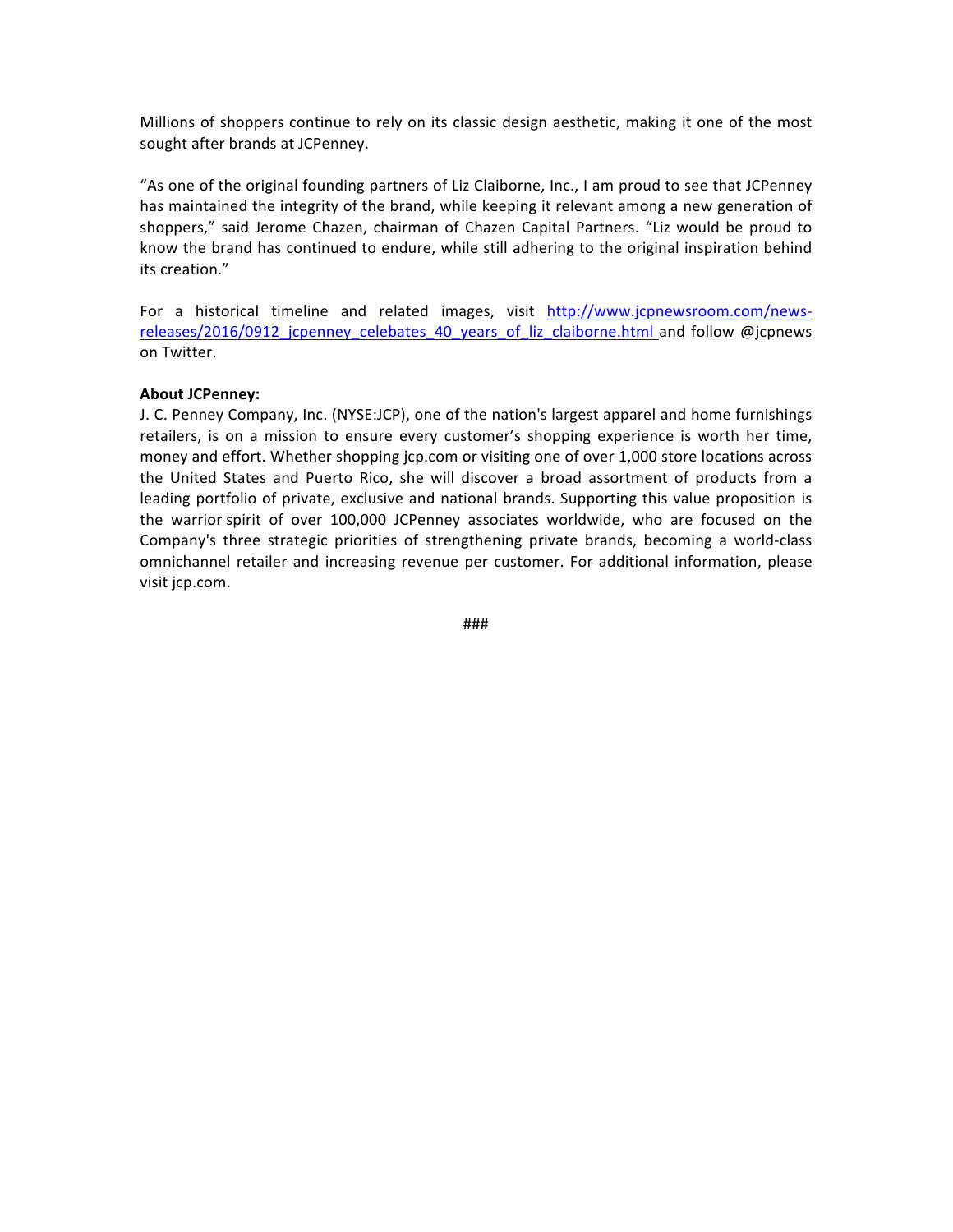Millions of shoppers continue to rely on its classic design aesthetic, making it one of the most sought after brands at JCPenney.

"As one of the original founding partners of Liz Claiborne, Inc., I am proud to see that JCPenney has maintained the integrity of the brand, while keeping it relevant among a new generation of shoppers," said Jerome Chazen, chairman of Chazen Capital Partners. "Liz would be proud to know the brand has continued to endure, while still adhering to the original inspiration behind its creation."

For a historical timeline and related images, visit [http://www.jcpnewsroom.com/news-releases/2016/0912_jcpenney_celebates_40_years_of_liz_claiborne.html](http://www.jcpnewsroom.com/news-releases/2016/0912_jcpenney_celebates_40_years_of_liz_claiborne.html) and follow @jcpnews on Twitter.

**About JCPenney:**
J. C. Penney Company, Inc. (NYSE:JCP), one of the nation's largest apparel and home furnishings retailers, is on a mission to ensure every customer's shopping experience is worth her time, money and effort. Whether shopping jcp.com or visiting one of over 1,000 store locations across the United States and Puerto Rico, she will discover a broad assortment of products from a leading portfolio of private, exclusive and national brands. Supporting this value proposition is the warrior spirit of over 100,000 JCPenney associates worldwide, who are focused on the Company's three strategic priorities of strengthening private brands, becoming a world-class omnichannel retailer and increasing revenue per customer. For additional information, please visit jcp.com.

###